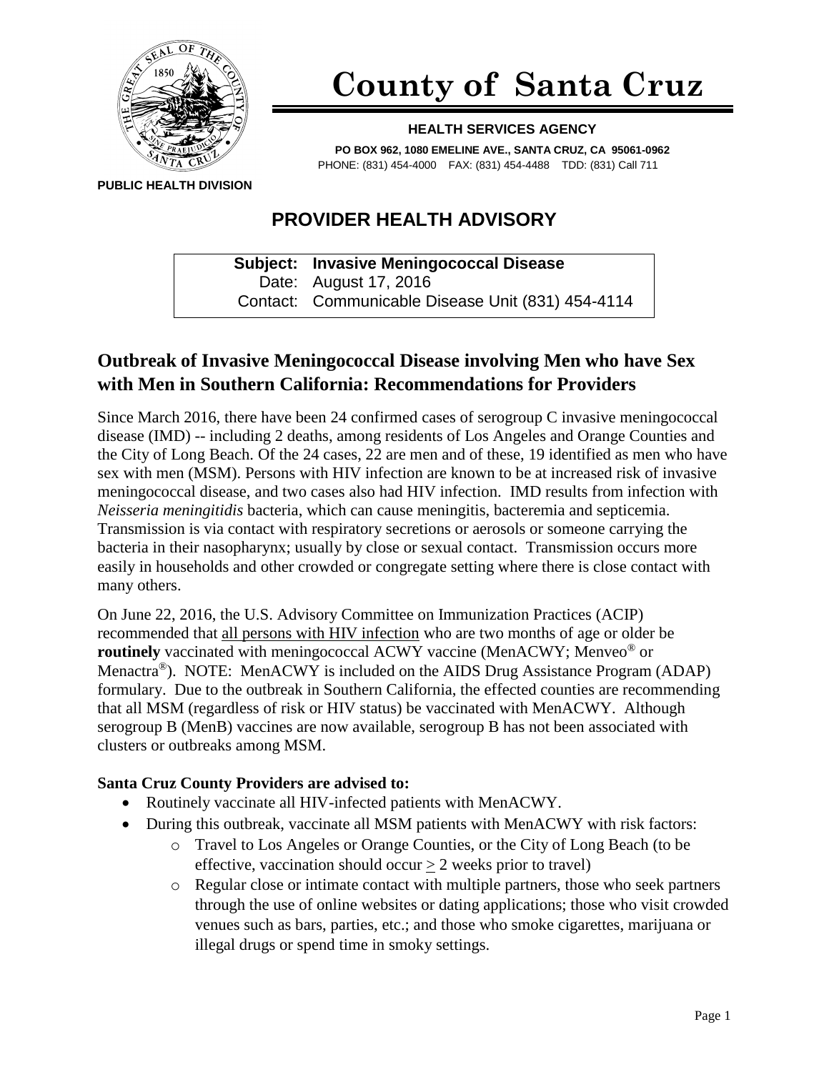# County of Santa Cruz

**HEALTH SERVICES AGENCY**

**PO BOX 962, 1080 EMELINE AVE., SANTA CRUZ, CA 95061-0962**
PHONE: (831) 454-4000 FAX: (831) 454-4488 TDD: (831) Call 711

**PUBLIC HEALTH DIVISION**

## PROVIDER HEALTH ADVISORY

**Subject: Invasive Meningococcal Disease**
Date: August 17, 2016
Contact: Communicable Disease Unit (831) 454-4114

## Outbreak of Invasive Meningococcal Disease involving Men who have Sex with Men in Southern California: Recommendations for Providers

Since March 2016, there have been 24 confirmed cases of serogroup C invasive meningococcal disease (IMD) -- including 2 deaths, among residents of Los Angeles and Orange Counties and the City of Long Beach. Of the 24 cases, 22 are men and of these, 19 identified as men who have sex with men (MSM). Persons with HIV infection are known to be at increased risk of invasive meningococcal disease, and two cases also had HIV infection. IMD results from infection with *Neisseria meningitidis* bacteria, which can cause meningitis, bacteremia and septicemia. Transmission is via contact with respiratory secretions or aerosols or someone carrying the bacteria in their nasopharynx; usually by close or sexual contact. Transmission occurs more easily in households and other crowded or congregate setting where there is close contact with many others.

On June 22, 2016, the U.S. Advisory Committee on Immunization Practices (ACIP) recommended that all persons with HIV infection who are two months of age or older be **routinely** vaccinated with meningococcal ACWY vaccine (MenACWY; Menveo® or Menactra®). NOTE: MenACWY is included on the AIDS Drug Assistance Program (ADAP) formulary. Due to the outbreak in Southern California, the effected counties are recommending that all MSM (regardless of risk or HIV status) be vaccinated with MenACWY. Although serogroup B (MenB) vaccines are now available, serogroup B has not been associated with clusters or outbreaks among MSM.

**Santa Cruz County Providers are advised to:**

- Routinely vaccinate all HIV-infected patients with MenACWY.
- During this outbreak, vaccinate all MSM patients with MenACWY with risk factors:
  - Travel to Los Angeles or Orange Counties, or the City of Long Beach (to be effective, vaccination should occur $\geq$ 2 weeks prior to travel)
  - Regular close or intimate contact with multiple partners, those who seek partners through the use of online websites or dating applications; those who visit crowded venues such as bars, parties, etc.; and those who smoke cigarettes, marijuana or illegal drugs or spend time in smoky settings.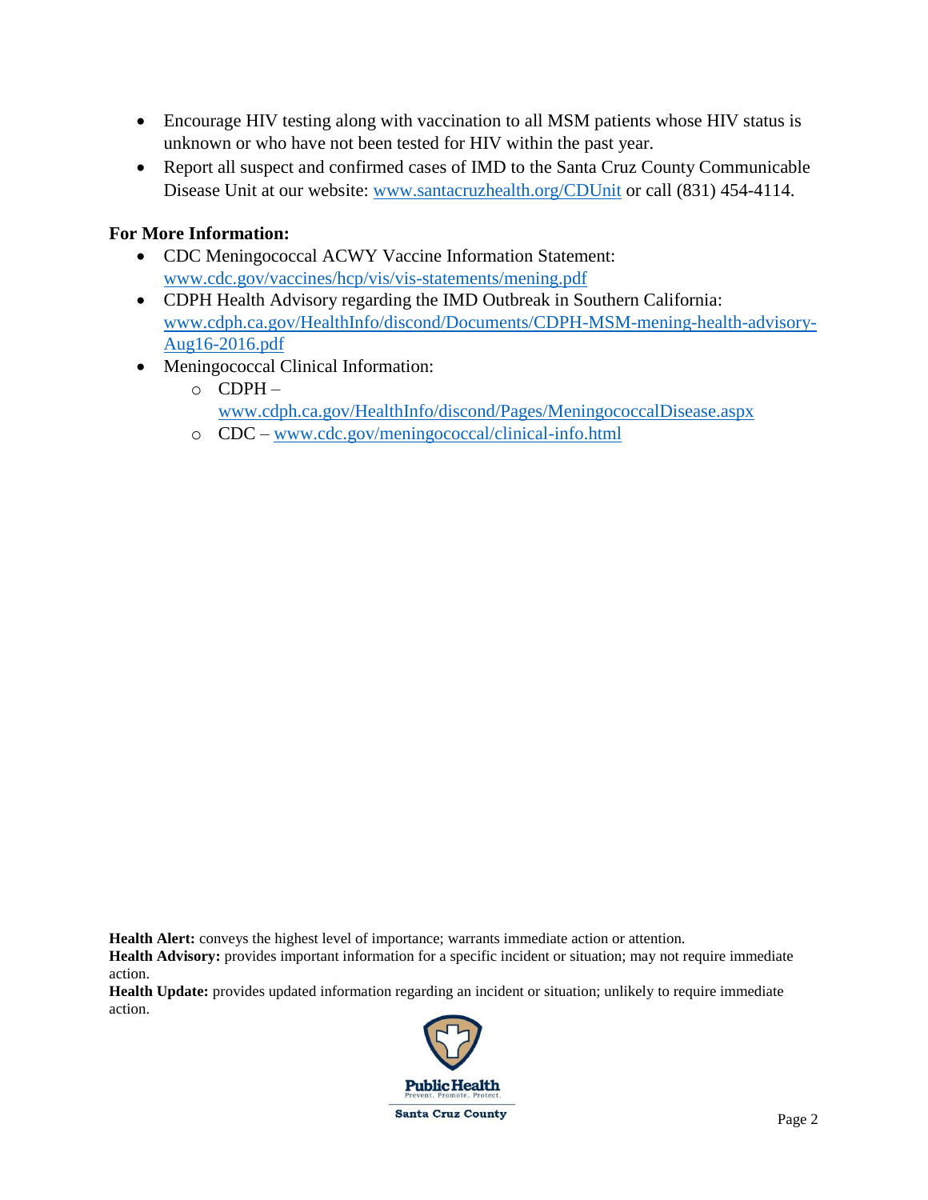- Encourage HIV testing along with vaccination to all MSM patients whose HIV status is unknown or who have not been tested for HIV within the past year.
- Report all suspect and confirmed cases of IMD to the Santa Cruz County Communicable Disease Unit at our website: www.santacruzhealth.org/CDUnit or call (831) 454-4114.

**For More Information:**

- CDC Meningococcal ACWY Vaccine Information Statement: www.cdc.gov/vaccines/hcp/vis/vis-statements/mening.pdf
- CDPH Health Advisory regarding the IMD Outbreak in Southern California: www.cdph.ca.gov/HealthInfo/discond/Documents/CDPH-MSM-mening-health-advisory-Aug16-2016.pdf
- Meningococcal Clinical Information:
  - CDPH – www.cdph.ca.gov/HealthInfo/discond/Pages/MeningococcalDisease.aspx
  - CDC – www.cdc.gov/meningococcal/clinical-info.html

**Health Alert:** conveys the highest level of importance; warrants immediate action or attention.
**Health Advisory:** provides important information for a specific incident or situation; may not require immediate action.
**Health Update:** provides updated information regarding an incident or situation; unlikely to require immediate action.

Public Health
Prevent. Promote. Protect.
Santa Cruz County